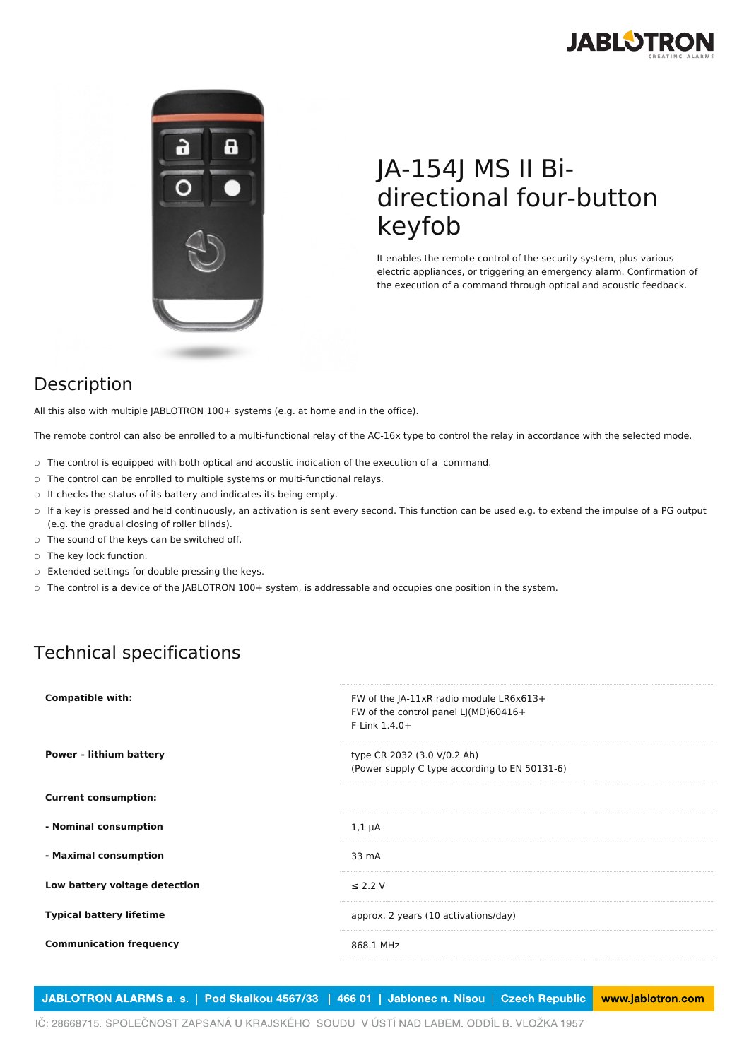# JA-154J MS II Bi-directional four-button keyfob

It enables the remote control of the security system, plus various electric appliances, or triggering an emergency alarm. Confirmation of the execution of a command through optical and acoustic feedback.

## Description

All this also with multiple JABLOTRON 100+ systems (e.g. at home and in the office).

The remote control can also be enrolled to a multi-functional relay of the AC-16x type to control the relay in accordance with the selected mode.

- The control is equipped with both optical and acoustic indication of the execution of a command.
- The control can be enrolled to multiple systems or multi-functional relays.
- It checks the status of its battery and indicates its being empty.
- If a key is pressed and held continuously, an activation is sent every second. This function can be used e.g. to extend the impulse of a PG output (e.g. the gradual closing of roller blinds).
- The sound of the keys can be switched off.
- The key lock function.
- Extended settings for double pressing the keys.
- The control is a device of the JABLOTRON 100+ system, is addressable and occupies one position in the system.

## Technical specifications

| | |
|---|---|
| **Compatible with:** | FW of the JA-11xR radio module LR6x613+<br>FW of the control panel LJ(MD)60416+<br>F-Link 1.4.0+ |
| **Power – lithium battery** | type CR 2032 (3.0 V/0.2 Ah)<br>(Power supply C type according to EN 50131-6) |
| **Current consumption:** | |
| **- Nominal consumption** | 1,1 µA |
| **- Maximal consumption** | 33 mA |
| **Low battery voltage detection** | ≤ 2.2 V |
| **Typical battery lifetime** | approx. 2 years (10 activations/day) |
| **Communication frequency** | 868.1 MHz |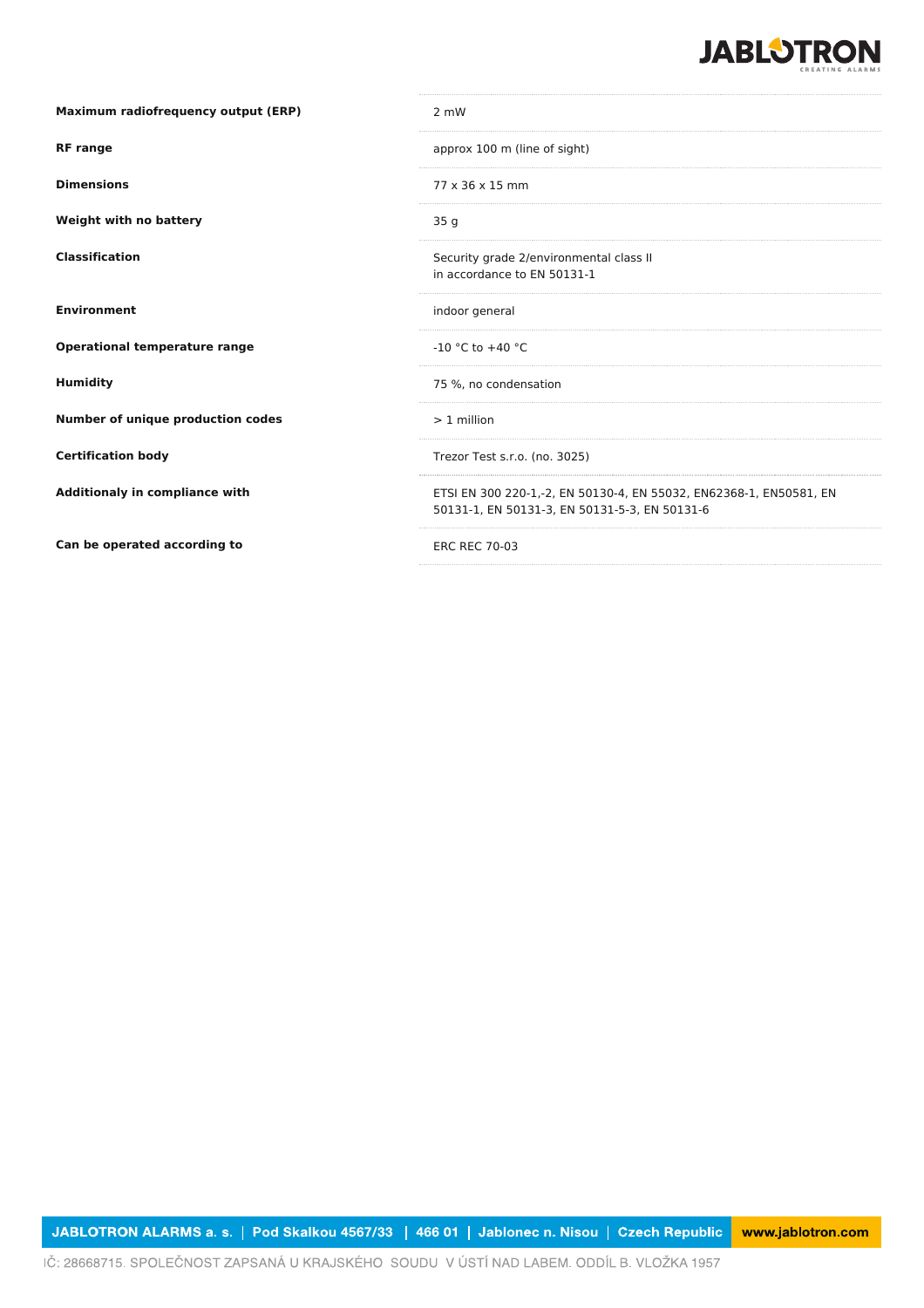| | |
|---|---|
| **Maximum radiofrequency output (ERP)** | 2 mW |
| **RF range** | approx 100 m (line of sight) |
| **Dimensions** | 77 x 36 x 15 mm |
| **Weight with no battery** | 35 g |
| **Classification** | Security grade 2/environmental class II in accordance to EN 50131-1 |
| **Environment** | indoor general |
| **Operational temperature range** | -10 °C to +40 °C |
| **Humidity** | 75 %, no condensation |
| **Number of unique production codes** | > 1 million |
| **Certification body** | Trezor Test s.r.o. (no. 3025) |
| **Additionaly in compliance with** | ETSI EN 300 220-1,-2, EN 50130-4, EN 55032, EN62368-1, EN50581, EN 50131-1, EN 50131-3, EN 50131-5-3, EN 50131-6 |
| **Can be operated according to** | ERC REC 70-03 |

JABLOTRON ALARMS a. s. | Pod Skalkou 4567/33 | 466 01 | Jablonec n. Nisou | Czech Republic | www.jablotron.com

IČ: 28668715. SPOLEČNOST ZAPSANÁ U KRAJSKÉHO SOUDU V ÚSTÍ NAD LABEM. ODDÍL B. VLOŽKA 1957